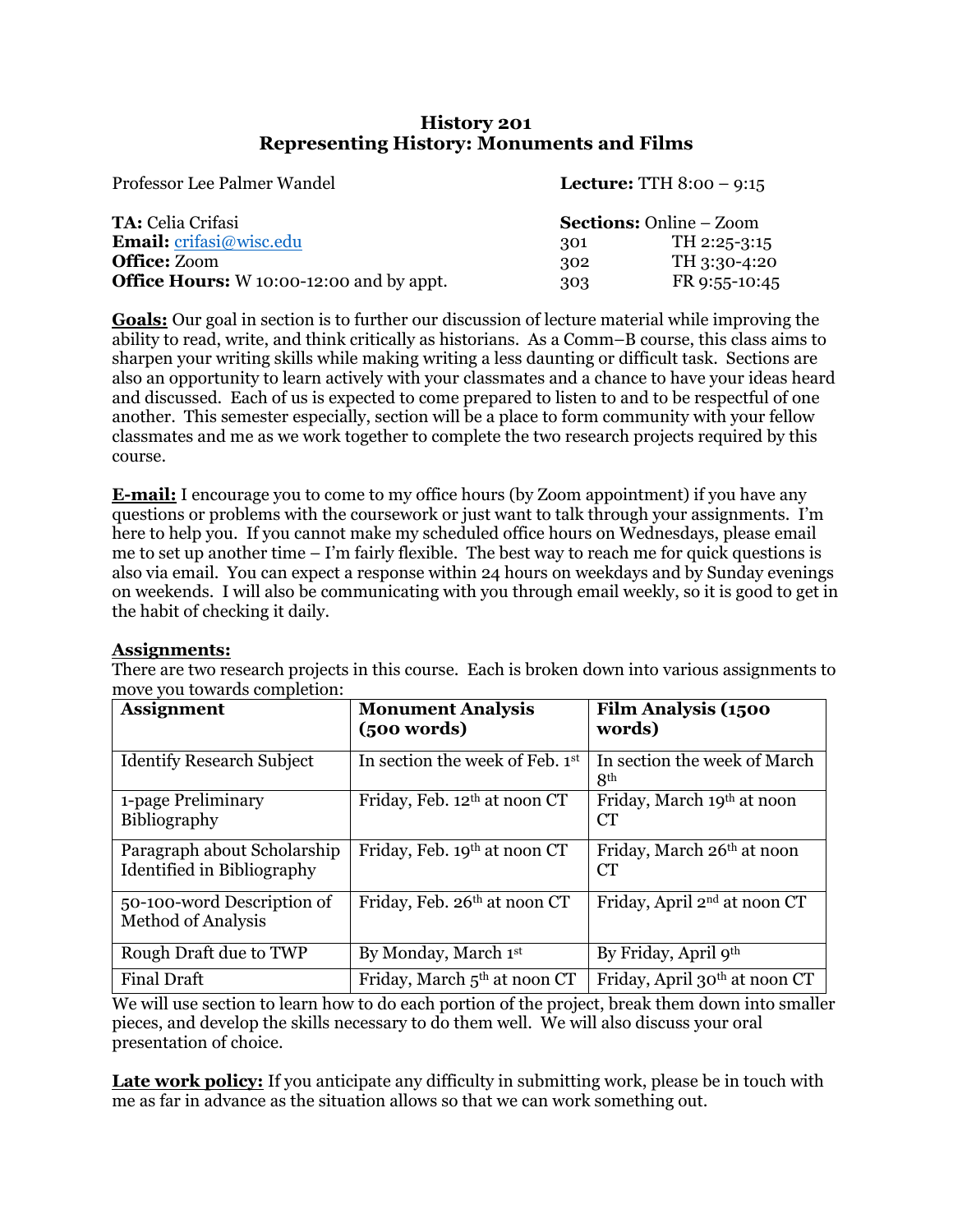# History 201
## Representing History: Monuments and Films

Professor Lee Palmer Wandel

**Lecture:** TTH 8:00 – 9:15

**TA:** Celia Crifasi
**Email:** crifasi@wisc.edu
**Office:** Zoom
**Office Hours:** W 10:00-12:00 and by appt.

**Sections:** Online – Zoom

| | |
|---|---|
| 301 | TH 2:25-3:15 |
| 302 | TH 3:30-4:20 |
| 303 | FR 9:55-10:45 |

**Goals:** Our goal in section is to further our discussion of lecture material while improving the ability to read, write, and think critically as historians. As a Comm–B course, this class aims to sharpen your writing skills while making writing a less daunting or difficult task. Sections are also an opportunity to learn actively with your classmates and a chance to have your ideas heard and discussed. Each of us is expected to come prepared to listen to and to be respectful of one another. This semester especially, section will be a place to form community with your fellow classmates and me as we work together to complete the two research projects required by this course.

**E-mail:** I encourage you to come to my office hours (by Zoom appointment) if you have any questions or problems with the coursework or just want to talk through your assignments. I'm here to help you. If you cannot make my scheduled office hours on Wednesdays, please email me to set up another time – I'm fairly flexible. The best way to reach me for quick questions is also via email. You can expect a response within 24 hours on weekdays and by Sunday evenings on weekends. I will also be communicating with you through email weekly, so it is good to get in the habit of checking it daily.

**Assignments:**
There are two research projects in this course. Each is broken down into various assignments to move you towards completion:

| Assignment | Monument Analysis (500 words) | Film Analysis (1500 words) |
|---|---|---|
| Identify Research Subject | In section the week of Feb. 1st | In section the week of March 8th |
| 1-page Preliminary Bibliography | Friday, Feb. 12th at noon CT | Friday, March 19th at noon CT |
| Paragraph about Scholarship Identified in Bibliography | Friday, Feb. 19th at noon CT | Friday, March 26th at noon CT |
| 50-100-word Description of Method of Analysis | Friday, Feb. 26th at noon CT | Friday, April 2nd at noon CT |
| Rough Draft due to TWP | By Monday, March 1st | By Friday, April 9th |
| Final Draft | Friday, March 5th at noon CT | Friday, April 30th at noon CT |

We will use section to learn how to do each portion of the project, break them down into smaller pieces, and develop the skills necessary to do them well. We will also discuss your oral presentation of choice.

**Late work policy:** If you anticipate any difficulty in submitting work, please be in touch with me as far in advance as the situation allows so that we can work something out.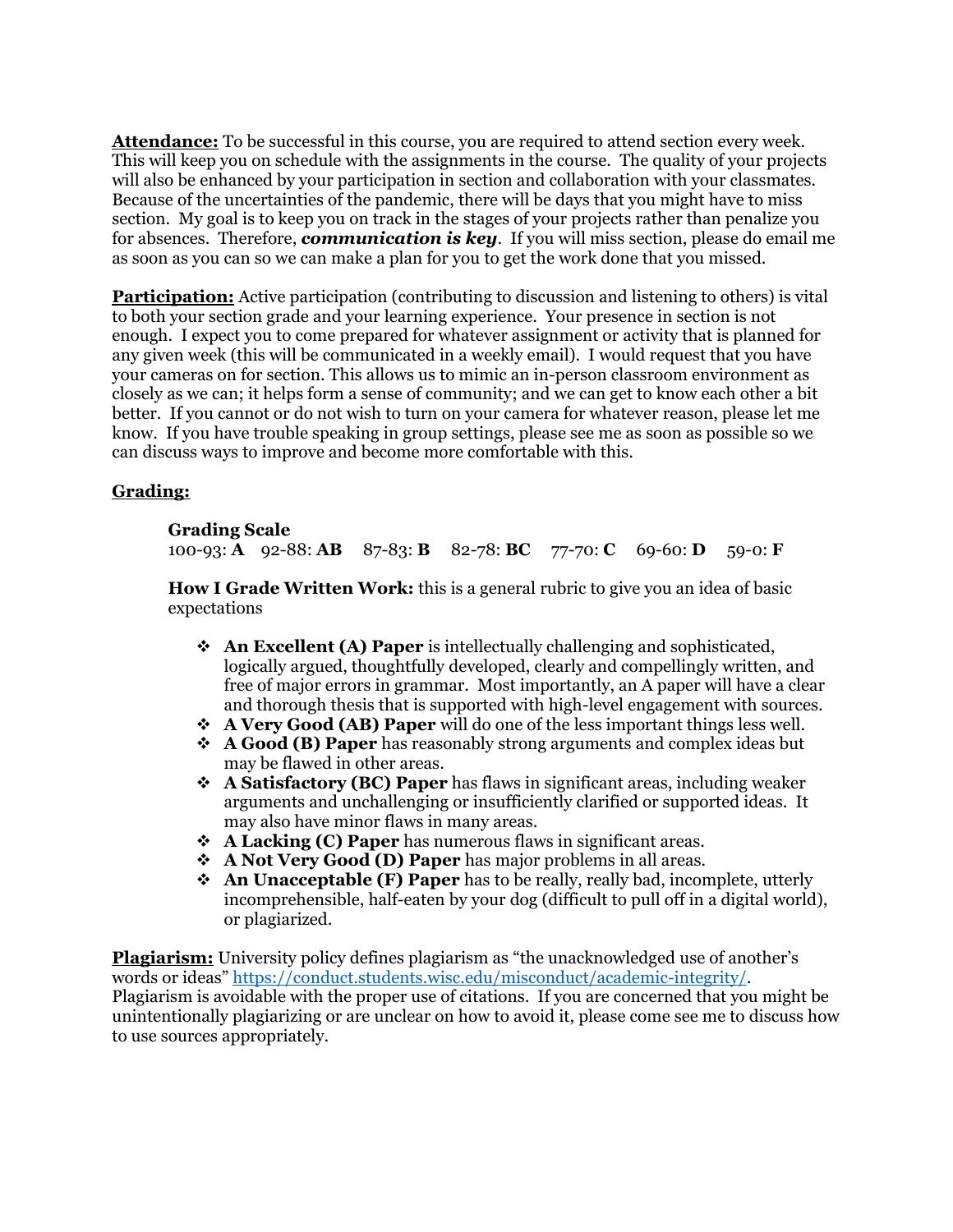**<u>Attendance:</u>** To be successful in this course, you are required to attend section every week. This will keep you on schedule with the assignments in the course. The quality of your projects will also be enhanced by your participation in section and collaboration with your classmates. Because of the uncertainties of the pandemic, there will be days that you might have to miss section. My goal is to keep you on track in the stages of your projects rather than penalize you for absences. Therefore, ***communication is key***. If you will miss section, please do email me as soon as you can so we can make a plan for you to get the work done that you missed.

**<u>Participation:</u>** Active participation (contributing to discussion and listening to others) is vital to both your section grade and your learning experience. Your presence in section is not enough. I expect you to come prepared for whatever assignment or activity that is planned for any given week (this will be communicated in a weekly email). I would request that you have your cameras on for section. This allows us to mimic an in-person classroom environment as closely as we can; it helps form a sense of community; and we can get to know each other a bit better. If you cannot or do not wish to turn on your camera for whatever reason, please let me know. If you have trouble speaking in group settings, please see me as soon as possible so we can discuss ways to improve and become more comfortable with this.

**<u>Grading:</u>**

**Grading Scale**
100-93: **A** 92-88: **AB** 87-83: **B** 82-78: **BC** 77-70: **C** 69-60: **D** 59-0: **F**

**How I Grade Written Work:** this is a general rubric to give you an idea of basic expectations

- **An Excellent (A) Paper** is intellectually challenging and sophisticated, logically argued, thoughtfully developed, clearly and compellingly written, and free of major errors in grammar. Most importantly, an A paper will have a clear and thorough thesis that is supported with high-level engagement with sources.
- **A Very Good (AB) Paper** will do one of the less important things less well.
- **A Good (B) Paper** has reasonably strong arguments and complex ideas but may be flawed in other areas.
- **A Satisfactory (BC) Paper** has flaws in significant areas, including weaker arguments and unchallenging or insufficiently clarified or supported ideas. It may also have minor flaws in many areas.
- **A Lacking (C) Paper** has numerous flaws in significant areas.
- **A Not Very Good (D) Paper** has major problems in all areas.
- **An Unacceptable (F) Paper** has to be really, really bad, incomplete, utterly incomprehensible, half-eaten by your dog (difficult to pull off in a digital world), or plagiarized.

**<u>Plagiarism:</u>** University policy defines plagiarism as "the unacknowledged use of another's words or ideas" https://conduct.students.wisc.edu/misconduct/academic-integrity/. Plagiarism is avoidable with the proper use of citations. If you are concerned that you might be unintentionally plagiarizing or are unclear on how to avoid it, please come see me to discuss how to use sources appropriately.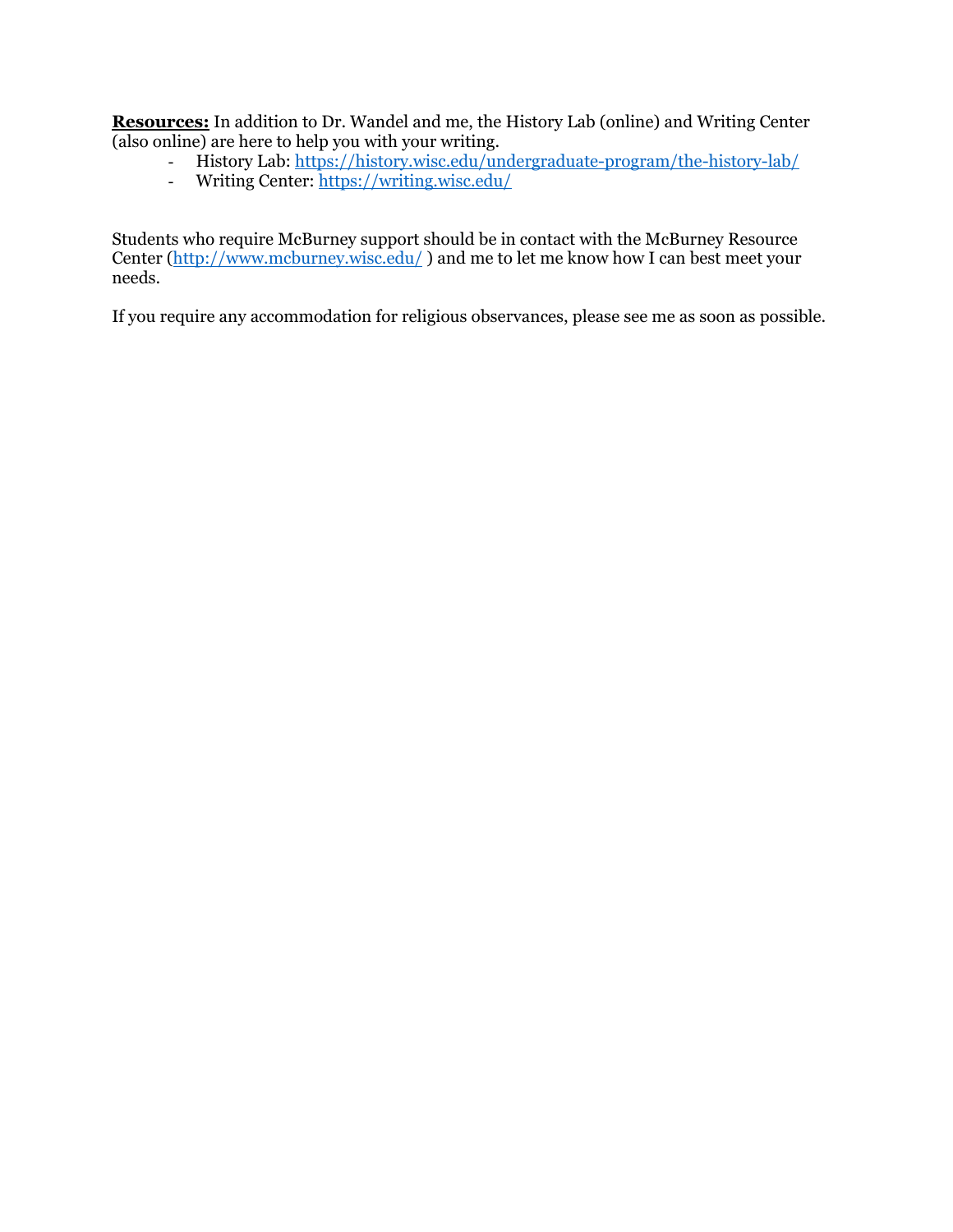**Resources:** In addition to Dr. Wandel and me, the History Lab (online) and Writing Center (also online) are here to help you with your writing.

- History Lab: https://history.wisc.edu/undergraduate-program/the-history-lab/
- Writing Center: https://writing.wisc.edu/

Students who require McBurney support should be in contact with the McBurney Resource Center (http://www.mcburney.wisc.edu/ ) and me to let me know how I can best meet your needs.

If you require any accommodation for religious observances, please see me as soon as possible.